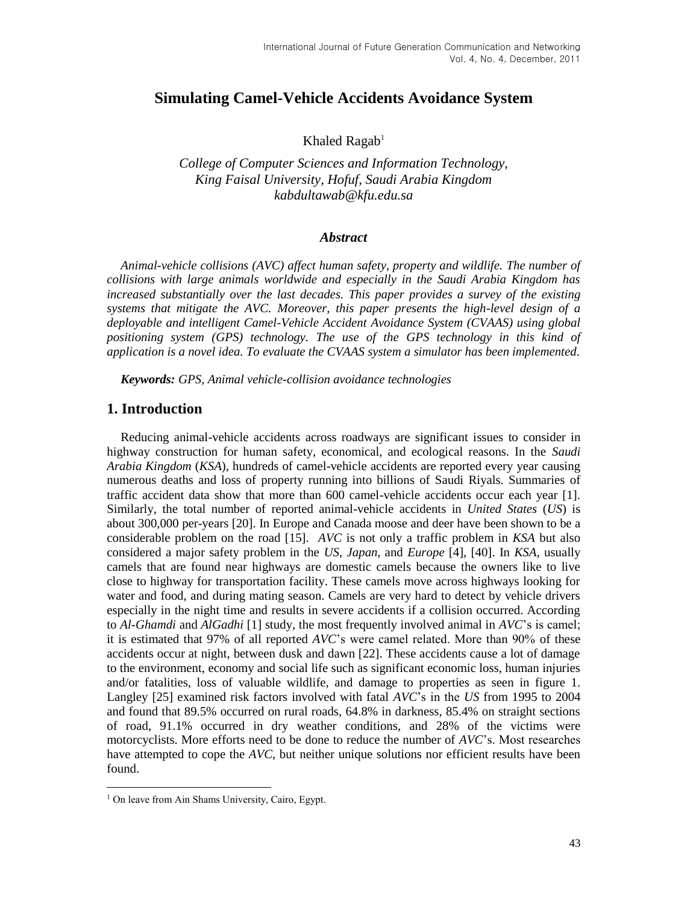# Simulating Camel-Vehicle Accidents Avoidance System

Khaled Ragab[1]

*College of Computer Sciences and Information Technology,*
*King Faisal University, Hofuf, Saudi Arabia Kingdom*
*kabdultawab@kfu.edu.sa*

### *Abstract*

*Animal-vehicle collisions (AVC) affect human safety, property and wildlife. The number of collisions with large animals worldwide and especially in the Saudi Arabia Kingdom has increased substantially over the last decades. This paper provides a survey of the existing systems that mitigate the AVC. Moreover, this paper presents the high-level design of a deployable and intelligent Camel-Vehicle Accident Avoidance System (CVAAS) using global positioning system (GPS) technology. The use of the GPS technology in this kind of application is a novel idea. To evaluate the CVAAS system a simulator has been implemented.*

***Keywords:*** *GPS, Animal vehicle-collision avoidance technologies*

## 1. Introduction

Reducing animal-vehicle accidents across roadways are significant issues to consider in highway construction for human safety, economical, and ecological reasons. In the *Saudi Arabia Kingdom* (*KSA*), hundreds of camel-vehicle accidents are reported every year causing numerous deaths and loss of property running into billions of Saudi Riyals. Summaries of traffic accident data show that more than 600 camel-vehicle accidents occur each year [1]. Similarly, the total number of reported animal-vehicle accidents in *United States* (*US*) is about 300,000 per-years [20]. In Europe and Canada moose and deer have been shown to be a considerable problem on the road [15]. *AVC* is not only a traffic problem in *KSA* but also considered a major safety problem in the *US*, *Japan*, and *Europe* [4], [40]. In *KSA*, usually camels that are found near highways are domestic camels because the owners like to live close to highway for transportation facility. These camels move across highways looking for water and food, and during mating season. Camels are very hard to detect by vehicle drivers especially in the night time and results in severe accidents if a collision occurred. According to *Al-Ghamdi* and *AlGadhi* [1] study, the most frequently involved animal in *AVC*'s is camel; it is estimated that 97% of all reported *AVC*'s were camel related. More than 90% of these accidents occur at night, between dusk and dawn [22]. These accidents cause a lot of damage to the environment, economy and social life such as significant economic loss, human injuries and/or fatalities, loss of valuable wildlife, and damage to properties as seen in figure 1. Langley [25] examined risk factors involved with fatal *AVC*'s in the *US* from 1995 to 2004 and found that 89.5% occurred on rural roads, 64.8% in darkness, 85.4% on straight sections of road, 91.1% occurred in dry weather conditions, and 28% of the victims were motorcyclists. More efforts need to be done to reduce the number of *AVC*'s. Most researches have attempted to cope the *AVC*, but neither unique solutions nor efficient results have been found.

[1] On leave from Ain Shams University, Cairo, Egypt.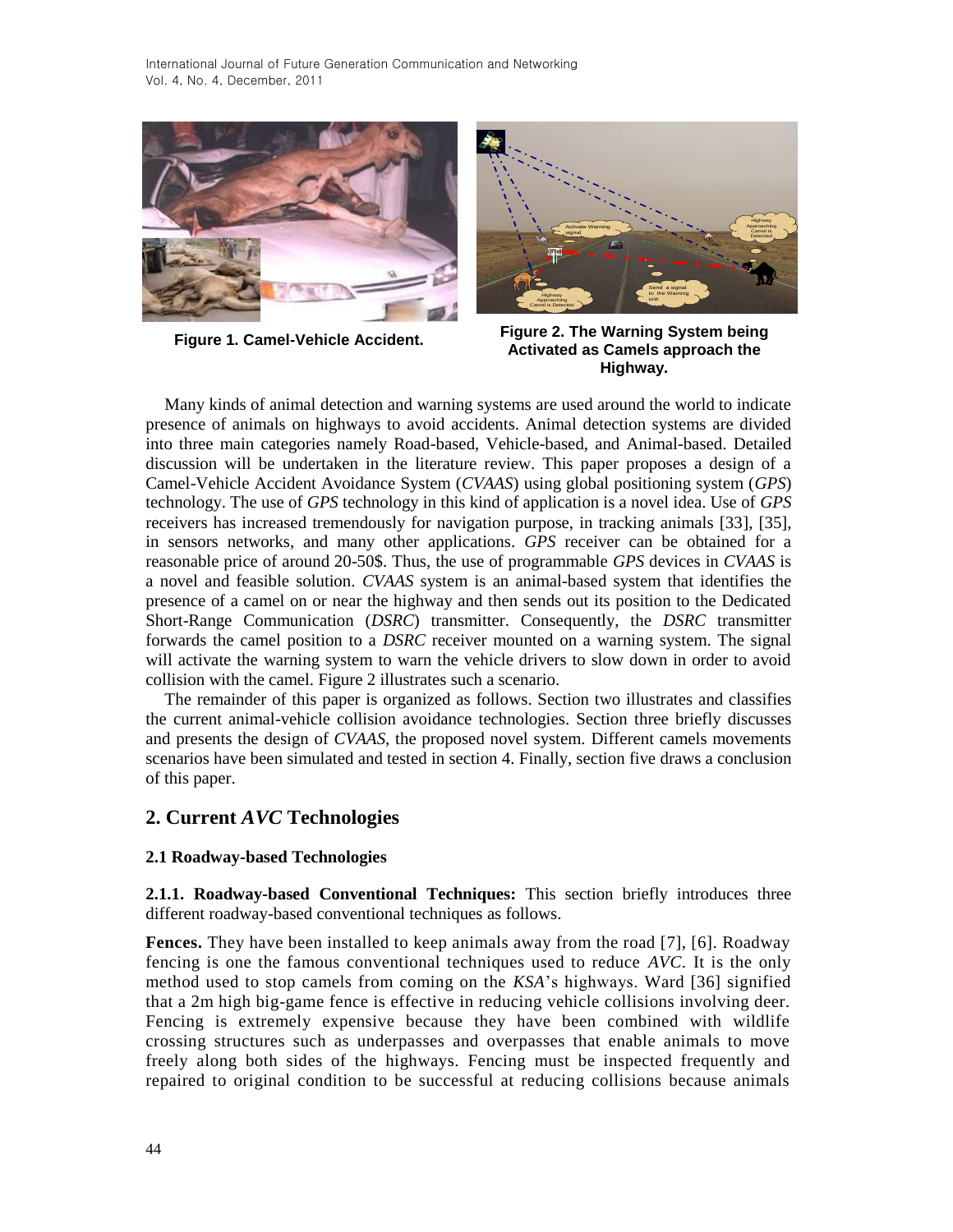Figure 1. Camel-Vehicle Accident.

Figure 2. The Warning System being Activated as Camels approach the Highway.

Many kinds of animal detection and warning systems are used around the world to indicate presence of animals on highways to avoid accidents. Animal detection systems are divided into three main categories namely Road-based, Vehicle-based, and Animal-based. Detailed discussion will be undertaken in the literature review. This paper proposes a design of a Camel-Vehicle Accident Avoidance System (*CVAAS*) using global positioning system (*GPS*) technology. The use of *GPS* technology in this kind of application is a novel idea. Use of *GPS* receivers has increased tremendously for navigation purpose, in tracking animals [33], [35], in sensors networks, and many other applications. *GPS* receiver can be obtained for a reasonable price of around 20-50$. Thus, the use of programmable *GPS* devices in *CVAAS* is a novel and feasible solution. *CVAAS* system is an animal-based system that identifies the presence of a camel on or near the highway and then sends out its position to the Dedicated Short-Range Communication (*DSRC*) transmitter. Consequently, the *DSRC* transmitter forwards the camel position to a *DSRC* receiver mounted on a warning system. The signal will activate the warning system to warn the vehicle drivers to slow down in order to avoid collision with the camel. Figure 2 illustrates such a scenario.

The remainder of this paper is organized as follows. Section two illustrates and classifies the current animal-vehicle collision avoidance technologies. Section three briefly discusses and presents the design of *CVAAS*, the proposed novel system. Different camels movements scenarios have been simulated and tested in section 4. Finally, section five draws a conclusion of this paper.

## 2. Current *AVC* Technologies

### 2.1 Roadway-based Technologies

**2.1.1. Roadway-based Conventional Techniques:** This section briefly introduces three different roadway-based conventional techniques as follows.

**Fences.** They have been installed to keep animals away from the road [7], [6]. Roadway fencing is one the famous conventional techniques used to reduce *AVC*. It is the only method used to stop camels from coming on the *KSA*'s highways. Ward [36] signified that a 2m high big-game fence is effective in reducing vehicle collisions involving deer. Fencing is extremely expensive because they have been combined with wildlife crossing structures such as underpasses and overpasses that enable animals to move freely along both sides of the highways. Fencing must be inspected frequently and repaired to original condition to be successful at reducing collisions because animals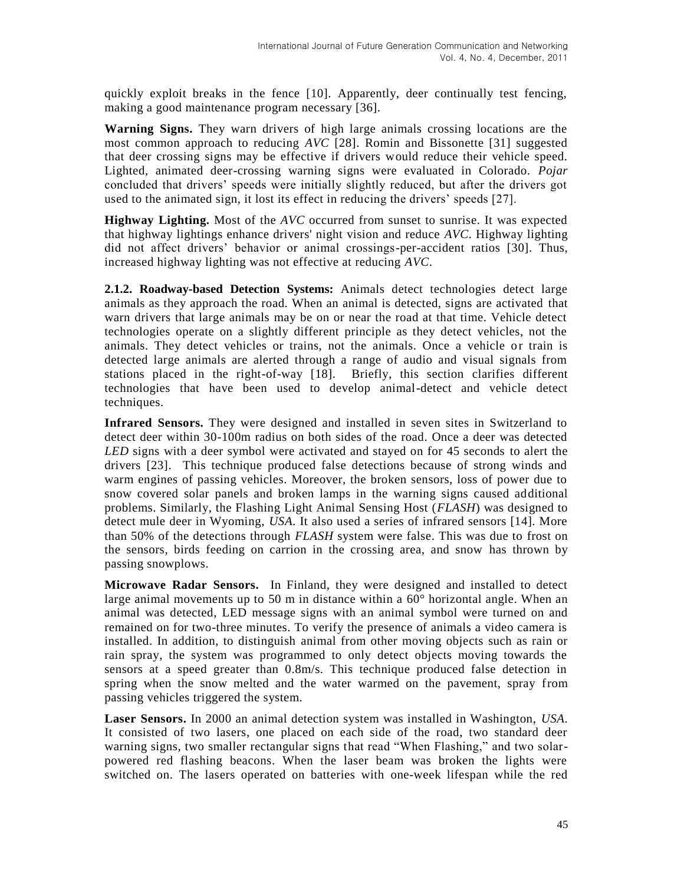quickly exploit breaks in the fence [10]. Apparently, deer continually test fencing, making a good maintenance program necessary [36].

**Warning Signs.** They warn drivers of high large animals crossing locations are the most common approach to reducing *AVC* [28]. Romin and Bissonette [31] suggested that deer crossing signs may be effective if drivers would reduce their vehicle speed. Lighted, animated deer-crossing warning signs were evaluated in Colorado. *Pojar* concluded that drivers' speeds were initially slightly reduced, but after the drivers got used to the animated sign, it lost its effect in reducing the drivers' speeds [27].

**Highway Lighting.** Most of the *AVC* occurred from sunset to sunrise. It was expected that highway lightings enhance drivers' night vision and reduce *AVC*. Highway lighting did not affect drivers' behavior or animal crossings-per-accident ratios [30]. Thus, increased highway lighting was not effective at reducing *AVC*.

**2.1.2. Roadway-based Detection Systems:** Animals detect technologies detect large animals as they approach the road. When an animal is detected, signs are activated that warn drivers that large animals may be on or near the road at that time. Vehicle detect technologies operate on a slightly different principle as they detect vehicles, not the animals. They detect vehicles or trains, not the animals. Once a vehicle or train is detected large animals are alerted through a range of audio and visual signals from stations placed in the right-of-way [18]. Briefly, this section clarifies different technologies that have been used to develop animal-detect and vehicle detect techniques.

**Infrared Sensors.** They were designed and installed in seven sites in Switzerland to detect deer within 30-100m radius on both sides of the road. Once a deer was detected *LED* signs with a deer symbol were activated and stayed on for 45 seconds to alert the drivers [23]. This technique produced false detections because of strong winds and warm engines of passing vehicles. Moreover, the broken sensors, loss of power due to snow covered solar panels and broken lamps in the warning signs caused additional problems. Similarly, the Flashing Light Animal Sensing Host (*FLASH*) was designed to detect mule deer in Wyoming, *USA*. It also used a series of infrared sensors [14]. More than 50% of the detections through *FLASH* system were false. This was due to frost on the sensors, birds feeding on carrion in the crossing area, and snow has thrown by passing snowplows.

**Microwave Radar Sensors.** In Finland, they were designed and installed to detect large animal movements up to 50 m in distance within a 60° horizontal angle. When an animal was detected, LED message signs with an animal symbol were turned on and remained on for two-three minutes. To verify the presence of animals a video camera is installed. In addition, to distinguish animal from other moving objects such as rain or rain spray, the system was programmed to only detect objects moving towards the sensors at a speed greater than 0.8m/s. This technique produced false detection in spring when the snow melted and the water warmed on the pavement, spray from passing vehicles triggered the system.

**Laser Sensors.** In 2000 an animal detection system was installed in Washington, *USA*. It consisted of two lasers, one placed on each side of the road, two standard deer warning signs, two smaller rectangular signs that read "When Flashing," and two solar-powered red flashing beacons. When the laser beam was broken the lights were switched on. The lasers operated on batteries with one-week lifespan while the red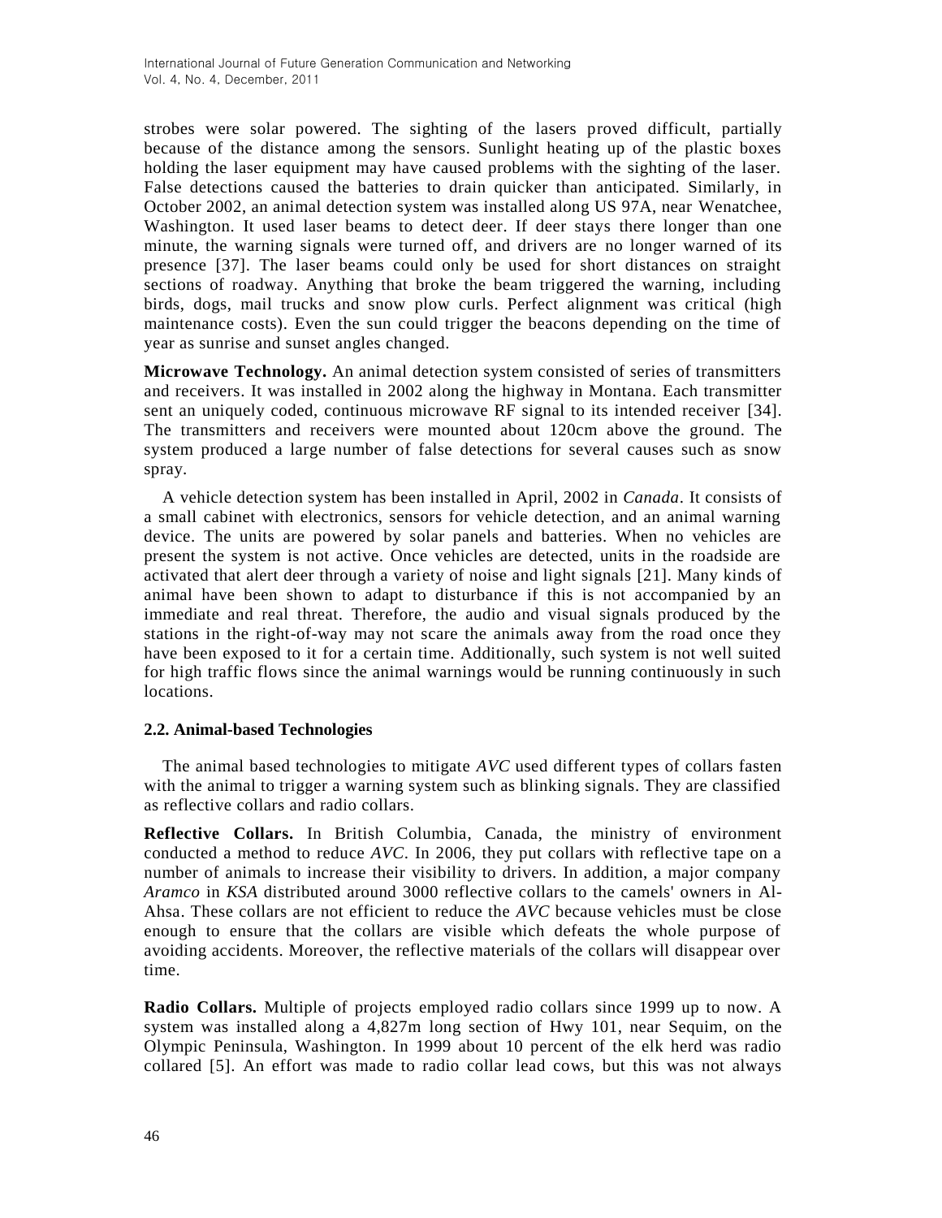strobes were solar powered. The sighting of the lasers proved difficult, partially because of the distance among the sensors. Sunlight heating up of the plastic boxes holding the laser equipment may have caused problems with the sighting of the laser. False detections caused the batteries to drain quicker than anticipated. Similarly, in October 2002, an animal detection system was installed along US 97A, near Wenatchee, Washington. It used laser beams to detect deer. If deer stays there longer than one minute, the warning signals were turned off, and drivers are no longer warned of its presence [37]. The laser beams could only be used for short distances on straight sections of roadway. Anything that broke the beam triggered the warning, including birds, dogs, mail trucks and snow plow curls. Perfect alignment was critical (high maintenance costs). Even the sun could trigger the beacons depending on the time of year as sunrise and sunset angles changed.

**Microwave Technology.** An animal detection system consisted of series of transmitters and receivers. It was installed in 2002 along the highway in Montana. Each transmitter sent an uniquely coded, continuous microwave RF signal to its intended receiver [34]. The transmitters and receivers were mounted about 120cm above the ground. The system produced a large number of false detections for several causes such as snow spray.

A vehicle detection system has been installed in April, 2002 in *Canada*. It consists of a small cabinet with electronics, sensors for vehicle detection, and an animal warning device. The units are powered by solar panels and batteries. When no vehicles are present the system is not active. Once vehicles are detected, units in the roadside are activated that alert deer through a variety of noise and light signals [21]. Many kinds of animal have been shown to adapt to disturbance if this is not accompanied by an immediate and real threat. Therefore, the audio and visual signals produced by the stations in the right-of-way may not scare the animals away from the road once they have been exposed to it for a certain time. Additionally, such system is not well suited for high traffic flows since the animal warnings would be running continuously in such locations.

### 2.2. Animal-based Technologies

The animal based technologies to mitigate *AVC* used different types of collars fasten with the animal to trigger a warning system such as blinking signals. They are classified as reflective collars and radio collars.

**Reflective Collars.** In British Columbia, Canada, the ministry of environment conducted a method to reduce *AVC*. In 2006, they put collars with reflective tape on a number of animals to increase their visibility to drivers. In addition, a major company *Aramco* in *KSA* distributed around 3000 reflective collars to the camels' owners in Al-Ahsa. These collars are not efficient to reduce the *AVC* because vehicles must be close enough to ensure that the collars are visible which defeats the whole purpose of avoiding accidents. Moreover, the reflective materials of the collars will disappear over time.

**Radio Collars.** Multiple of projects employed radio collars since 1999 up to now. A system was installed along a 4,827m long section of Hwy 101, near Sequim, on the Olympic Peninsula, Washington. In 1999 about 10 percent of the elk herd was radio collared [5]. An effort was made to radio collar lead cows, but this was not always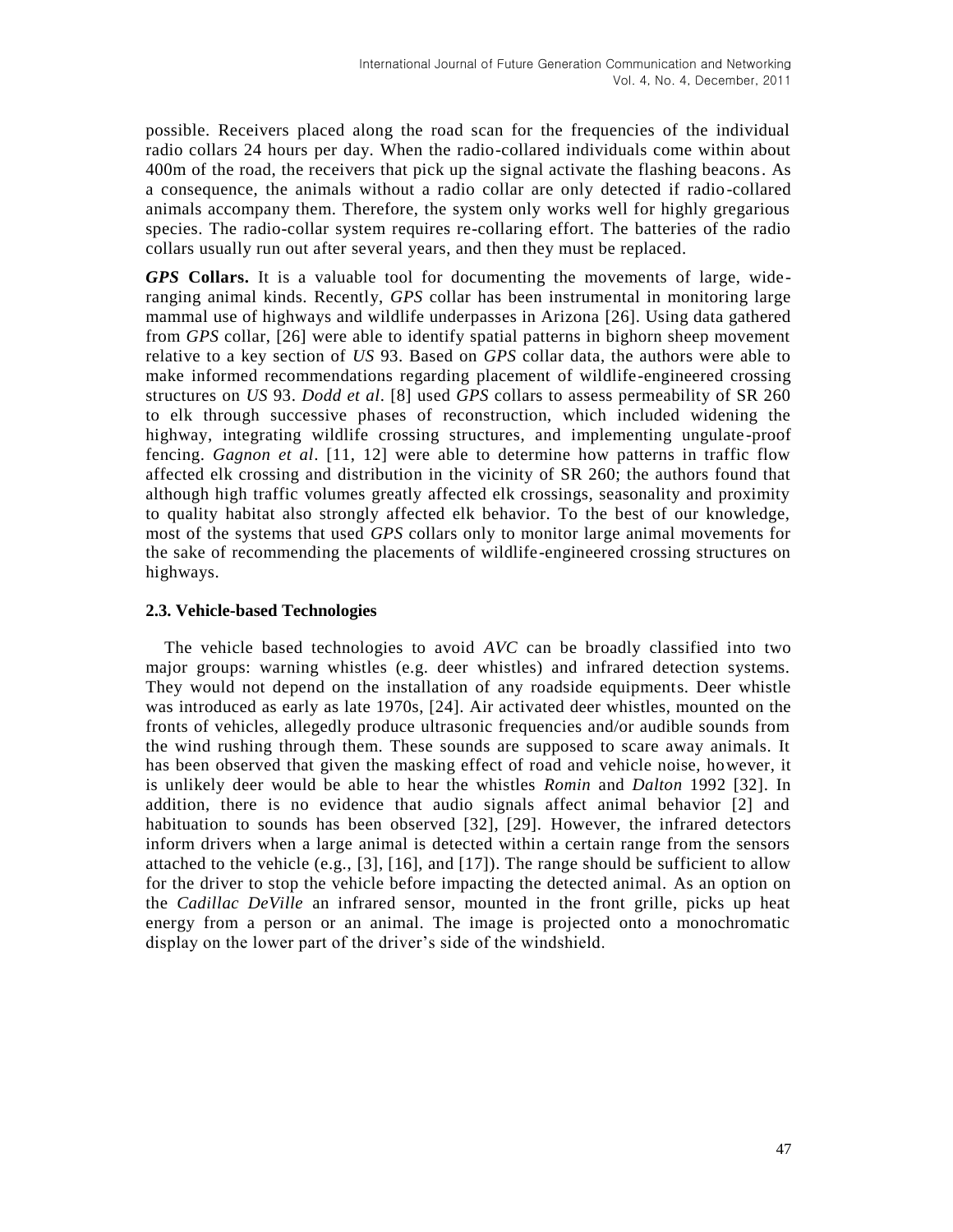possible. Receivers placed along the road scan for the frequencies of the individual radio collars 24 hours per day. When the radio-collared individuals come within about 400m of the road, the receivers that pick up the signal activate the flashing beacons. As a consequence, the animals without a radio collar are only detected if radio-collared animals accompany them. Therefore, the system only works well for highly gregarious species. The radio-collar system requires re-collaring effort. The batteries of the radio collars usually run out after several years, and then they must be replaced.

***GPS* Collars.** It is a valuable tool for documenting the movements of large, wide-ranging animal kinds. Recently, *GPS* collar has been instrumental in monitoring large mammal use of highways and wildlife underpasses in Arizona [26]. Using data gathered from *GPS* collar, [26] were able to identify spatial patterns in bighorn sheep movement relative to a key section of *US* 93. Based on *GPS* collar data, the authors were able to make informed recommendations regarding placement of wildlife-engineered crossing structures on *US* 93. *Dodd et al*. [8] used *GPS* collars to assess permeability of SR 260 to elk through successive phases of reconstruction, which included widening the highway, integrating wildlife crossing structures, and implementing ungulate-proof fencing. *Gagnon et al*. [11, 12] were able to determine how patterns in traffic flow affected elk crossing and distribution in the vicinity of SR 260; the authors found that although high traffic volumes greatly affected elk crossings, seasonality and proximity to quality habitat also strongly affected elk behavior. To the best of our knowledge, most of the systems that used *GPS* collars only to monitor large animal movements for the sake of recommending the placements of wildlife-engineered crossing structures on highways.

### 2.3. Vehicle-based Technologies

The vehicle based technologies to avoid *AVC* can be broadly classified into two major groups: warning whistles (e.g. deer whistles) and infrared detection systems. They would not depend on the installation of any roadside equipments. Deer whistle was introduced as early as late 1970s, [24]. Air activated deer whistles, mounted on the fronts of vehicles, allegedly produce ultrasonic frequencies and/or audible sounds from the wind rushing through them. These sounds are supposed to scare away animals. It has been observed that given the masking effect of road and vehicle noise, however, it is unlikely deer would be able to hear the whistles *Romin* and *Dalton* 1992 [32]. In addition, there is no evidence that audio signals affect animal behavior [2] and habituation to sounds has been observed [32], [29]. However, the infrared detectors inform drivers when a large animal is detected within a certain range from the sensors attached to the vehicle (e.g., [3], [16], and [17]). The range should be sufficient to allow for the driver to stop the vehicle before impacting the detected animal. As an option on the *Cadillac DeVille* an infrared sensor, mounted in the front grille, picks up heat energy from a person or an animal. The image is projected onto a monochromatic display on the lower part of the driver's side of the windshield.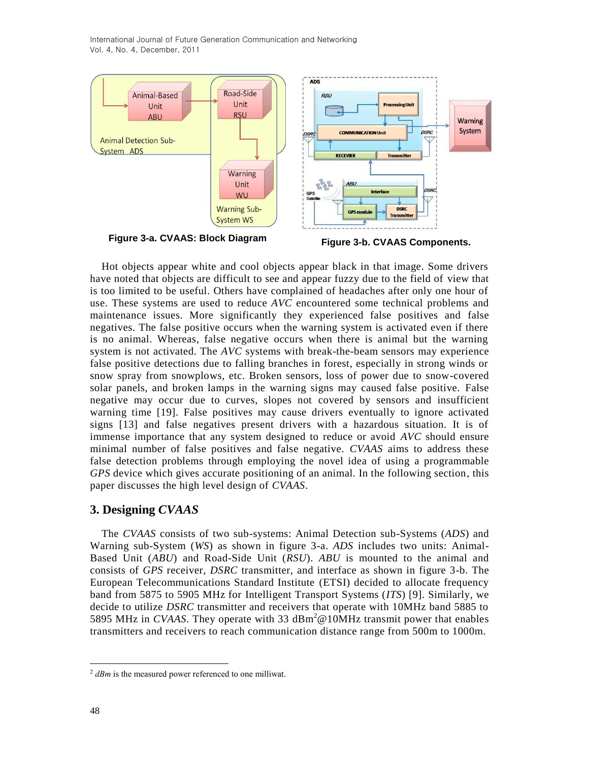Figure 3-a. CVAAS: Block Diagram

Figure 3-b. CVAAS Components.

Hot objects appear white and cool objects appear black in that image. Some drivers have noted that objects are difficult to see and appear fuzzy due to the field of view that is too limited to be useful. Others have complained of headaches after only one hour of use. These systems are used to reduce *AVC* encountered some technical problems and maintenance issues. More significantly they experienced false positives and false negatives. The false positive occurs when the warning system is activated even if there is no animal. Whereas, false negative occurs when there is animal but the warning system is not activated. The *AVC* systems with break-the-beam sensors may experience false positive detections due to falling branches in forest, especially in strong winds or snow spray from snowplows, etc. Broken sensors, loss of power due to snow-covered solar panels, and broken lamps in the warning signs may caused false positive. False negative may occur due to curves, slopes not covered by sensors and insufficient warning time [19]. False positives may cause drivers eventually to ignore activated signs [13] and false negatives present drivers with a hazardous situation. It is of immense importance that any system designed to reduce or avoid *AVC* should ensure minimal number of false positives and false negative. *CVAAS* aims to address these false detection problems through employing the novel idea of using a programmable *GPS* device which gives accurate positioning of an animal. In the following section, this paper discusses the high level design of *CVAAS*.

## 3. Designing *CVAAS*

The *CVAAS* consists of two sub-systems: Animal Detection sub-Systems (*ADS*) and Warning sub-System (*WS*) as shown in figure 3-a. *ADS* includes two units: Animal-Based Unit (*ABU*) and Road-Side Unit (*RSU*). *ABU* is mounted to the animal and consists of *GPS* receiver, *DSRC* transmitter, and interface as shown in figure 3-b. The European Telecommunications Standard Institute (ETSI) decided to allocate frequency band from 5875 to 5905 MHz for Intelligent Transport Systems (*ITS*) [9]. Similarly, we decide to utilize *DSRC* transmitter and receivers that operate with 10MHz band 5885 to 5895 MHz in *CVAAS*. They operate with 33 dBm[2]@10MHz transmit power that enables transmitters and receivers to reach communication distance range from 500m to 1000m.

---

[2] *dBm* is the measured power referenced to one milliwat.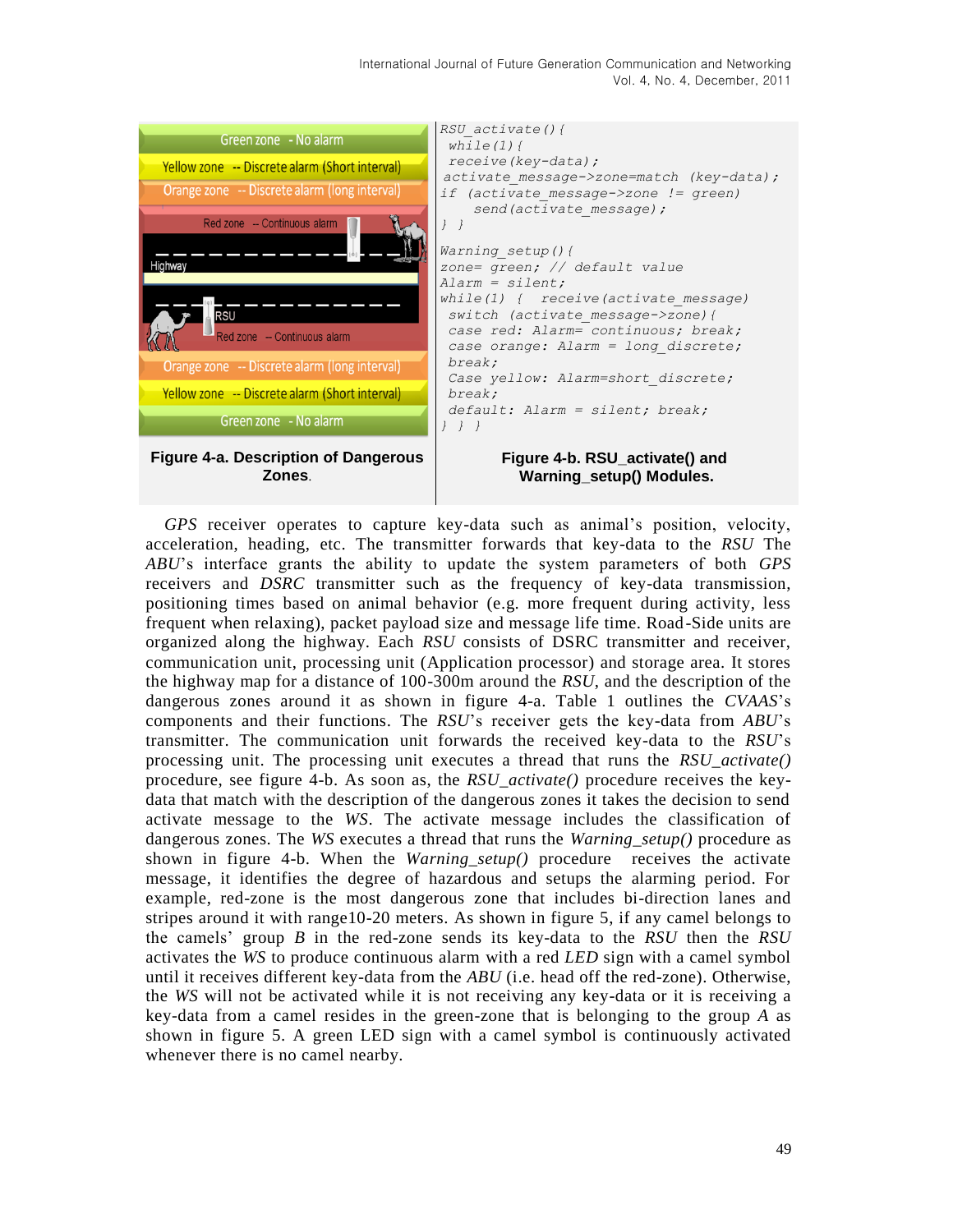Green zone - No alarm

Yellow zone -- Discrete alarm (Short interval)

Orange zone -- Discrete alarm (long interval)

Red zone -- Continuous alarm

Highway

RSU

Red zone -- Continuous alarm

Orange zone -- Discrete alarm (long interval)

Yellow zone -- Discrete alarm (Short interval)

Green zone - No alarm

**Figure 4-a. Description of Dangerous Zones.**

```
RSU_activate(){
 while(1){
 receive(key-data);
activate_message->zone=match (key-data);
if (activate_message->zone != green)
     send(activate_message);
} }

Warning_setup(){
zone= green; // default value
Alarm = silent;
while(1) {  receive(activate_message)
 switch (activate_message->zone){
 case red: Alarm= continuous; break;
 case orange: Alarm = long_discrete;
 break;
 Case yellow: Alarm=short_discrete;
 break;
 default: Alarm = silent; break;
} } }
```

**Figure 4-b. RSU_activate() and Warning_setup() Modules.**

*GPS* receiver operates to capture key-data such as animal's position, velocity, acceleration, heading, etc. The transmitter forwards that key-data to the *RSU* The *ABU*'s interface grants the ability to update the system parameters of both *GPS* receivers and *DSRC* transmitter such as the frequency of key-data transmission, positioning times based on animal behavior (e.g. more frequent during activity, less frequent when relaxing), packet payload size and message life time. Road-Side units are organized along the highway. Each *RSU* consists of DSRC transmitter and receiver, communication unit, processing unit (Application processor) and storage area. It stores the highway map for a distance of 100-300m around the *RSU*, and the description of the dangerous zones around it as shown in figure 4-a. Table 1 outlines the *CVAAS*'s components and their functions. The *RSU*'s receiver gets the key-data from *ABU*'s transmitter. The communication unit forwards the received key-data to the *RSU*'s processing unit. The processing unit executes a thread that runs the *RSU_activate()* procedure, see figure 4-b. As soon as, the *RSU_activate()* procedure receives the key-data that match with the description of the dangerous zones it takes the decision to send activate message to the *WS*. The activate message includes the classification of dangerous zones. The *WS* executes a thread that runs the *Warning_setup()* procedure as shown in figure 4-b. When the *Warning_setup()* procedure receives the activate message, it identifies the degree of hazardous and setups the alarming period. For example, red-zone is the most dangerous zone that includes bi-direction lanes and stripes around it with range10-20 meters. As shown in figure 5, if any camel belongs to the camels' group *B* in the red-zone sends its key-data to the *RSU* then the *RSU* activates the *WS* to produce continuous alarm with a red *LED* sign with a camel symbol until it receives different key-data from the *ABU* (i.e. head off the red-zone). Otherwise, the *WS* will not be activated while it is not receiving any key-data or it is receiving a key-data from a camel resides in the green-zone that is belonging to the group *A* as shown in figure 5. A green LED sign with a camel symbol is continuously activated whenever there is no camel nearby.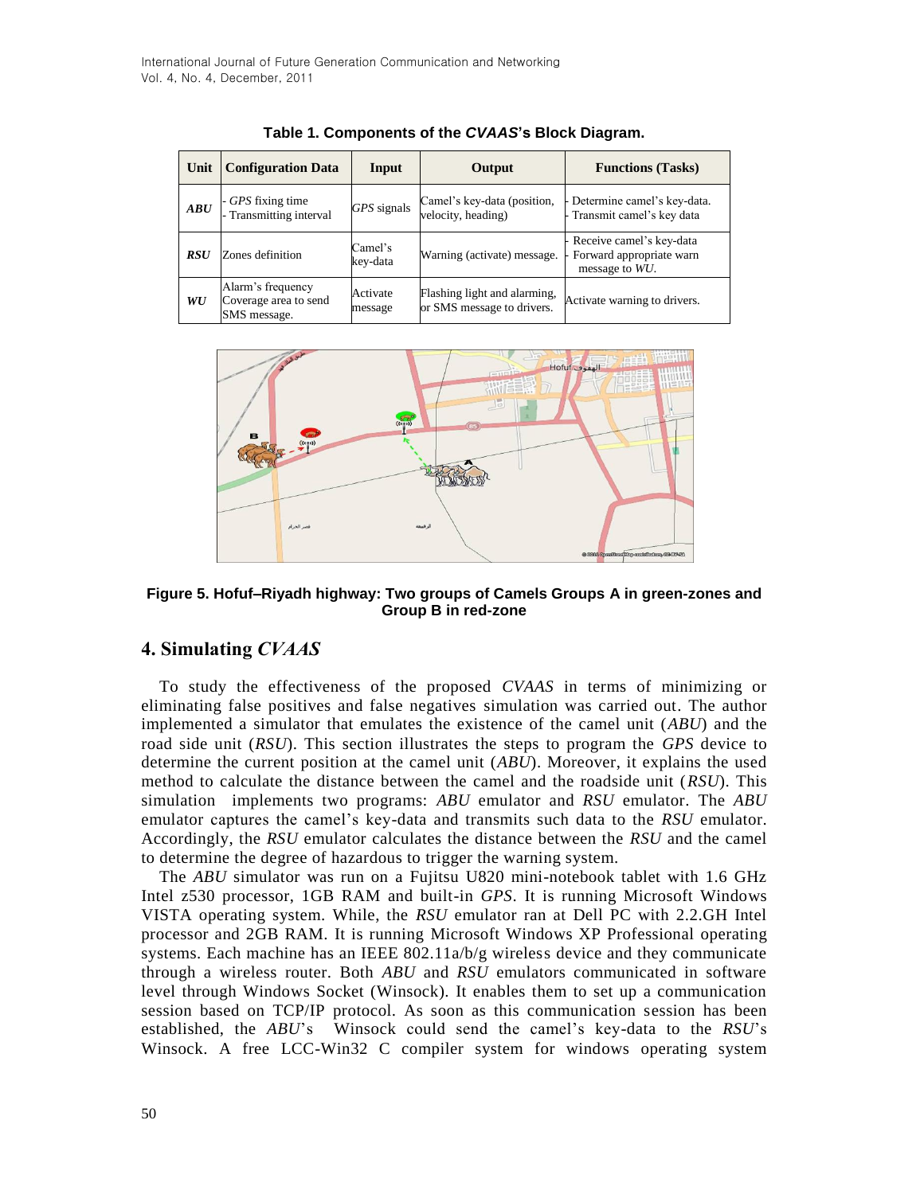**Table 1. Components of the *CVAAS*'s Block Diagram.**

| Unit | Configuration Data | Input | Output | Functions (Tasks) |
|---|---|---|---|---|
| ***ABU*** | - *GPS* fixing time<br>- Transmitting interval | *GPS* signals | Camel's key-data (position, velocity, heading) | - Determine camel's key-data.<br>- Transmit camel's key data |
| ***RSU*** | Zones definition | Camel's key-data | Warning (activate) message. | - Receive camel's key-data<br>- Forward appropriate warn message to *WU*. |
| ***WU*** | Alarm's frequency<br>Coverage area to send SMS message. | Activate message | Flashing light and alarming, or SMS message to drivers. | Activate warning to drivers. |

**Figure 5. Hofuf–Riyadh highway: Two groups of Camels Groups A in green-zones and Group B in red-zone**

## 4. Simulating *CVAAS*

To study the effectiveness of the proposed *CVAAS* in terms of minimizing or eliminating false positives and false negatives simulation was carried out. The author implemented a simulator that emulates the existence of the camel unit (*ABU*) and the road side unit (*RSU*). This section illustrates the steps to program the *GPS* device to determine the current position at the camel unit (*ABU*). Moreover, it explains the used method to calculate the distance between the camel and the roadside unit (*RSU*). This simulation implements two programs: *ABU* emulator and *RSU* emulator. The *ABU* emulator captures the camel's key-data and transmits such data to the *RSU* emulator. Accordingly, the *RSU* emulator calculates the distance between the *RSU* and the camel to determine the degree of hazardous to trigger the warning system.

The *ABU* simulator was run on a Fujitsu U820 mini-notebook tablet with 1.6 GHz Intel z530 processor, 1GB RAM and built-in *GPS*. It is running Microsoft Windows VISTA operating system. While, the *RSU* emulator ran at Dell PC with 2.2.GH Intel processor and 2GB RAM. It is running Microsoft Windows XP Professional operating systems. Each machine has an IEEE 802.11a/b/g wireless device and they communicate through a wireless router. Both *ABU* and *RSU* emulators communicated in software level through Windows Socket (Winsock). It enables them to set up a communication session based on TCP/IP protocol. As soon as this communication session has been established, the *ABU*'s Winsock could send the camel's key-data to the *RSU*'s Winsock. A free LCC-Win32 C compiler system for windows operating system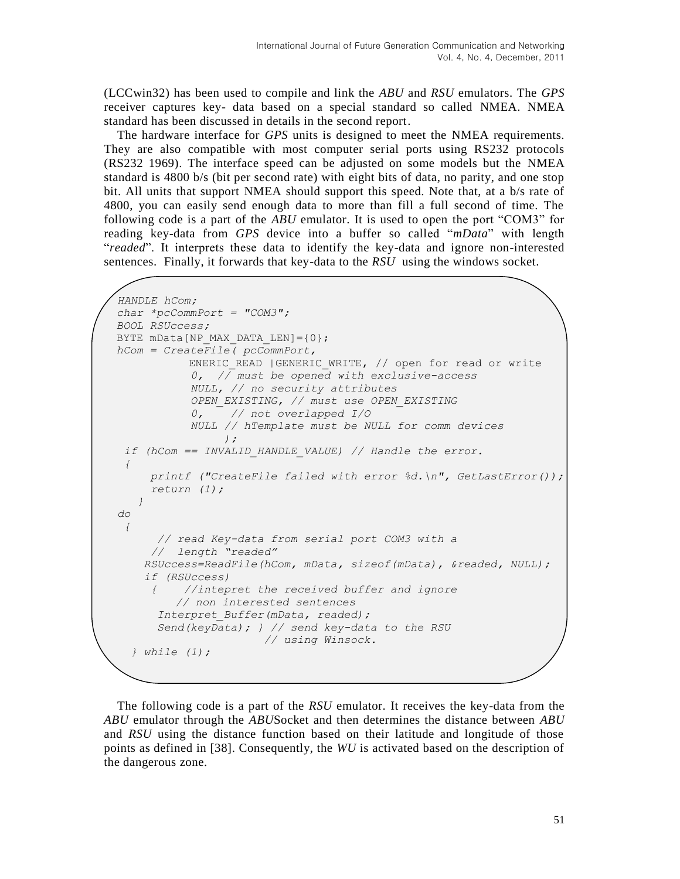(LCCwin32) has been used to compile and link the *ABU* and *RSU* emulators. The *GPS* receiver captures key- data based on a special standard so called NMEA. NMEA standard has been discussed in details in the second report.

The hardware interface for *GPS* units is designed to meet the NMEA requirements. They are also compatible with most computer serial ports using RS232 protocols (RS232 1969). The interface speed can be adjusted on some models but the NMEA standard is 4800 b/s (bit per second rate) with eight bits of data, no parity, and one stop bit. All units that support NMEA should support this speed. Note that, at a b/s rate of 4800, you can easily send enough data to more than fill a full second of time. The following code is a part of the *ABU* emulator. It is used to open the port "COM3" for reading key-data from *GPS* device into a buffer so called "*mData*" with length "*readed*". It interprets these data to identify the key-data and ignore non-interested sentences. Finally, it forwards that key-data to the *RSU* using the windows socket.

```
HANDLE hCom;
char *pcCommPort = "COM3";
BOOL RSUccess;
BYTE mData[NP_MAX_DATA_LEN]={0};
hCom = CreateFile( pcCommPort,
            ENERIC_READ |GENERIC_WRITE, // open for read or write
            0,  // must be opened with exclusive-access
            NULL, // no security attributes
            OPEN_EXISTING, // must use OPEN_EXISTING
            0,    // not overlapped I/O
            NULL // hTemplate must be NULL for comm devices
                 );
  if (hCom == INVALID_HANDLE_VALUE) // Handle the error.
  {
      printf ("CreateFile failed with error %d.\n", GetLastError());
      return (1);
    }
do
  {
       // read Key-data from serial port COM3 with a
      //  length "readed"
     RSUccess=ReadFile(hCom, mData, sizeof(mData), &readed, NULL);
     if (RSUccess)
      {    //intepret the received buffer and ignore
          // non interested sentences
       Interpret_Buffer(mData, readed);
       Send(keyData); } // send key-data to the RSU
                       // using Winsock.
   } while (1);
```

The following code is a part of the *RSU* emulator. It receives the key-data from the *ABU* emulator through the *ABU*Socket and then determines the distance between *ABU* and *RSU* using the distance function based on their latitude and longitude of those points as defined in [38]. Consequently, the *WU* is activated based on the description of the dangerous zone.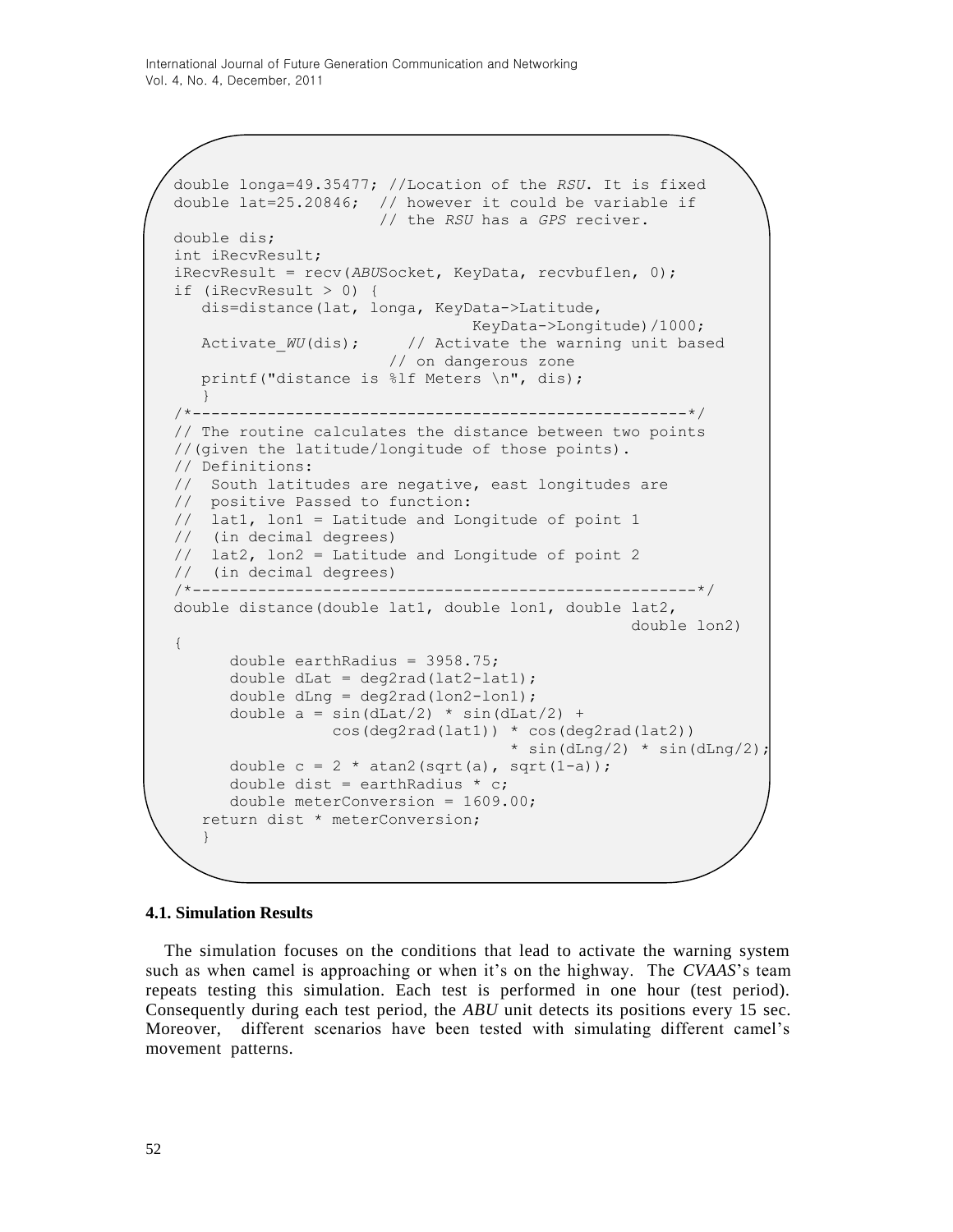```
double longa=49.35477; //Location of the RSU. It is fixed
double lat=25.20846;  // however it could be variable if
                      // the RSU has a GPS reciver.
double dis;
int iRecvResult;
iRecvResult = recv(ABUSocket, KeyData, recvbuflen, 0);
if (iRecvResult > 0) {
   dis=distance(lat, longa, KeyData->Latitude,
                               KeyData->Longitude)/1000;
   Activate_WU(dis);      // Activate the warning unit based
                      // on dangerous zone
   printf("distance is %lf Meters \n", dis);
   }
/*---------------------------------------------------*/
// The routine calculates the distance between two points
//(given the latitude/longitude of those points).
// Definitions:
//  South latitudes are negative, east longitudes are
//  positive Passed to function:
//  lat1, lon1 = Latitude and Longitude of point 1
//  (in decimal degrees)
//  lat2, lon2 = Latitude and Longitude of point 2
//  (in decimal degrees)
/*----------------------------------------------------*/
double distance(double lat1, double lon1, double lat2,
                                                 double lon2)
{
      double earthRadius = 3958.75;
      double dLat = deg2rad(lat2-lat1);
      double dLng = deg2rad(lon2-lon1);
      double a = sin(dLat/2) * sin(dLat/2) +
                 cos(deg2rad(lat1)) * cos(deg2rad(lat2))
                                   * sin(dLng/2) * sin(dLng/2);
      double c = 2 * atan2(sqrt(a), sqrt(1-a));
      double dist = earthRadius * c;
      double meterConversion = 1609.00;
   return dist * meterConversion;
   }
```

### 4.1. Simulation Results

The simulation focuses on the conditions that lead to activate the warning system such as when camel is approaching or when it's on the highway. The *CVAAS*'s team repeats testing this simulation. Each test is performed in one hour (test period). Consequently during each test period, the *ABU* unit detects its positions every 15 sec. Moreover, different scenarios have been tested with simulating different camel's movement patterns.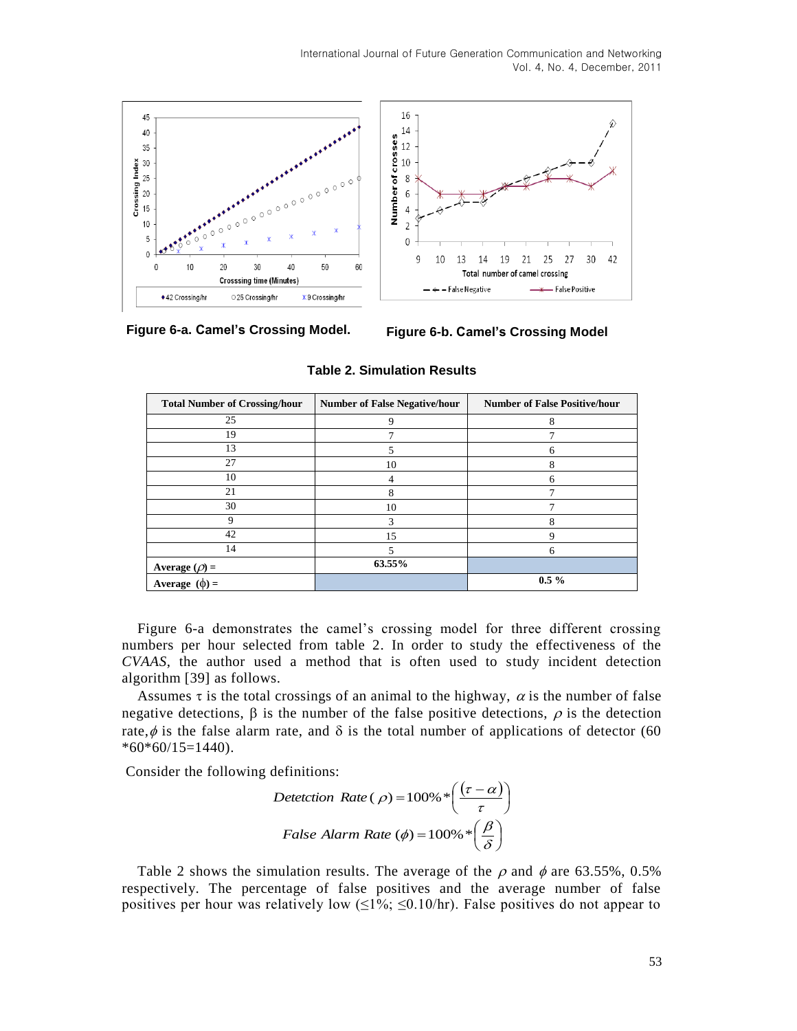Figure 6-a. Camel's Crossing Model.

Figure 6-b. Camel's Crossing Model

**Table 2. Simulation Results**

| Total Number of Crossing/hour | Number of False Negative/hour | Number of False Positive/hour |
|---|---|---|
| 25 | 9 | 8 |
| 19 | 7 | 7 |
| 13 | 5 | 6 |
| 27 | 10 | 8 |
| 10 | 4 | 6 |
| 21 | 8 | 7 |
| 30 | 10 | 7 |
| 9 | 3 | 8 |
| 42 | 15 | 9 |
| 14 | 5 | 6 |
| **Average ($\rho$) =** | **63.55%** | |
| **Average ($\phi$) =** | | **0.5 %** |

Figure 6-a demonstrates the camel's crossing model for three different crossing numbers per hour selected from table 2. In order to study the effectiveness of the *CVAAS*, the author used a method that is often used to study incident detection algorithm [39] as follows.

Assumes $\tau$ is the total crossings of an animal to the highway, $\alpha$ is the number of false negative detections, $\beta$ is the number of the false positive detections, $\rho$ is the detection rate, $\phi$ is the false alarm rate, and $\delta$ is the total number of applications of detector (60 \*60\*60/15=1440).

Consider the following definitions:

$$Detetction\ \ Rate\,(\,\rho) = 100\% * \left( \frac{(\tau - \alpha)}{\tau} \right)$$

$$False\ \ Alarm\ \ Rate\ (\phi) = 100\% * \left( \frac{\beta}{\delta} \right)$$

Table 2 shows the simulation results. The average of the $\rho$ and $\phi$ are 63.55%, 0.5% respectively. The percentage of false positives and the average number of false positives per hour was relatively low ($\leq$1%; $\leq$0.10/hr). False positives do not appear to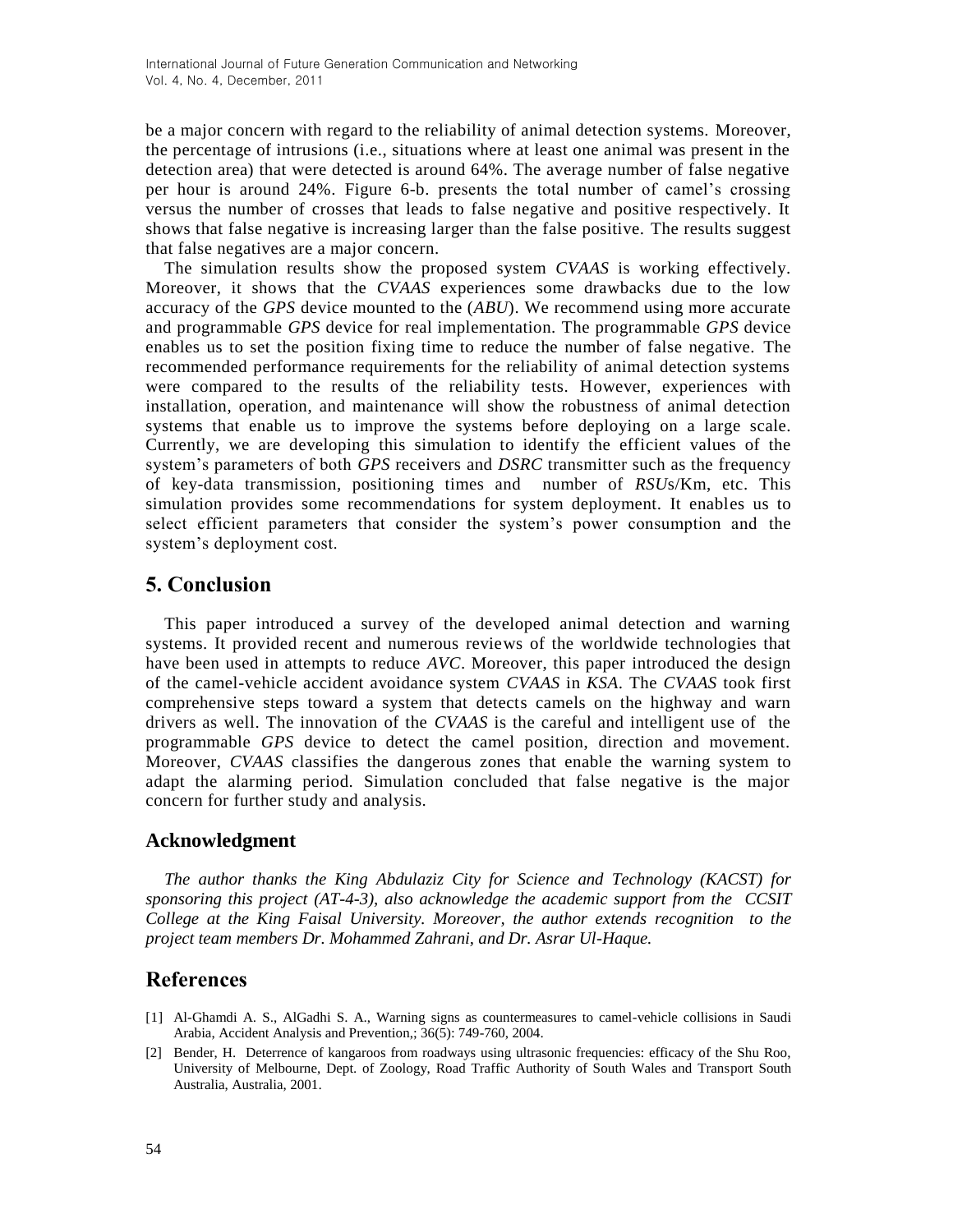be a major concern with regard to the reliability of animal detection systems. Moreover, the percentage of intrusions (i.e., situations where at least one animal was present in the detection area) that were detected is around 64%. The average number of false negative per hour is around 24%. Figure 6-b. presents the total number of camel's crossing versus the number of crosses that leads to false negative and positive respectively. It shows that false negative is increasing larger than the false positive. The results suggest that false negatives are a major concern.

The simulation results show the proposed system *CVAAS* is working effectively. Moreover, it shows that the *CVAAS* experiences some drawbacks due to the low accuracy of the *GPS* device mounted to the (*ABU*). We recommend using more accurate and programmable *GPS* device for real implementation. The programmable *GPS* device enables us to set the position fixing time to reduce the number of false negative. The recommended performance requirements for the reliability of animal detection systems were compared to the results of the reliability tests. However, experiences with installation, operation, and maintenance will show the robustness of animal detection systems that enable us to improve the systems before deploying on a large scale. Currently, we are developing this simulation to identify the efficient values of the system's parameters of both *GPS* receivers and *DSRC* transmitter such as the frequency of key-data transmission, positioning times and number of *RSU*s/Km, etc. This simulation provides some recommendations for system deployment. It enables us to select efficient parameters that consider the system's power consumption and the system's deployment cost.

## 5. Conclusion

This paper introduced a survey of the developed animal detection and warning systems. It provided recent and numerous reviews of the worldwide technologies that have been used in attempts to reduce *AVC*. Moreover, this paper introduced the design of the camel-vehicle accident avoidance system *CVAAS* in *KSA*. The *CVAAS* took first comprehensive steps toward a system that detects camels on the highway and warn drivers as well. The innovation of the *CVAAS* is the careful and intelligent use of the programmable *GPS* device to detect the camel position, direction and movement. Moreover, *CVAAS* classifies the dangerous zones that enable the warning system to adapt the alarming period. Simulation concluded that false negative is the major concern for further study and analysis.

## Acknowledgment

*The author thanks the King Abdulaziz City for Science and Technology (KACST) for sponsoring this project (AT-4-3), also acknowledge the academic support from the CCSIT College at the King Faisal University. Moreover, the author extends recognition to the project team members Dr. Mohammed Zahrani, and Dr. Asrar Ul-Haque.*

## References

[1] Al-Ghamdi A. S., AlGadhi S. A., Warning signs as countermeasures to camel-vehicle collisions in Saudi Arabia, Accident Analysis and Prevention,; 36(5): 749-760, 2004.

[2] Bender, H. Deterrence of kangaroos from roadways using ultrasonic frequencies: efficacy of the Shu Roo, University of Melbourne, Dept. of Zoology, Road Traffic Authority of South Wales and Transport South Australia, Australia, 2001.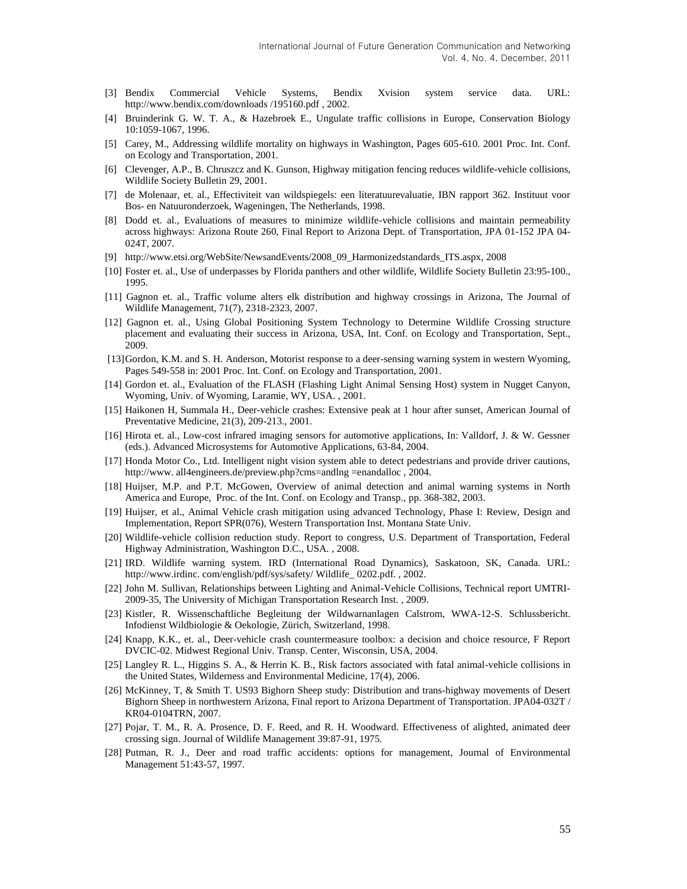[3] Bendix Commercial Vehicle Systems, Bendix Xvision system service data. URL: http://www.bendix.com/downloads /195160.pdf , 2002.

[4] Bruinderink G. W. T. A., & Hazebroek E., Ungulate traffic collisions in Europe, Conservation Biology 10:1059-1067, 1996.

[5] Carey, M., Addressing wildlife mortality on highways in Washington, Pages 605-610. 2001 Proc. Int. Conf. on Ecology and Transportation, 2001.

[6] Clevenger, A.P., B. Chruszcz and K. Gunson, Highway mitigation fencing reduces wildlife-vehicle collisions, Wildlife Society Bulletin 29, 2001.

[7] de Molenaar, et. al., Effectiviteit van wildspiegels: een literatuurevaluatie, IBN rapport 362. Instituut voor Bos- en Natuuronderzoek, Wageningen, The Netherlands, 1998.

[8] Dodd et. al., Evaluations of measures to minimize wildlife-vehicle collisions and maintain permeability across highways: Arizona Route 260, Final Report to Arizona Dept. of Transportation, JPA 01-152 JPA 04-024T, 2007.

[9] http://www.etsi.org/WebSite/NewsandEvents/2008_09_Harmonizedstandards_ITS.aspx, 2008

[10] Foster et. al., Use of underpasses by Florida panthers and other wildlife, Wildlife Society Bulletin 23:95-100., 1995.

[11] Gagnon et. al., Traffic volume alters elk distribution and highway crossings in Arizona, The Journal of Wildlife Management, 71(7), 2318-2323, 2007.

[12] Gagnon et. al., Using Global Positioning System Technology to Determine Wildlife Crossing structure placement and evaluating their success in Arizona, USA, Int. Conf. on Ecology and Transportation, Sept., 2009.

[13] Gordon, K.M. and S. H. Anderson, Motorist response to a deer-sensing warning system in western Wyoming, Pages 549-558 in: 2001 Proc. Int. Conf. on Ecology and Transportation, 2001.

[14] Gordon et. al., Evaluation of the FLASH (Flashing Light Animal Sensing Host) system in Nugget Canyon, Wyoming, Univ. of Wyoming, Laramie, WY, USA. , 2001.

[15] Haikonen H, Summala H., Deer-vehicle crashes: Extensive peak at 1 hour after sunset, American Journal of Preventative Medicine, 21(3), 209-213., 2001.

[16] Hirota et. al., Low-cost infrared imaging sensors for automotive applications, In: Valldorf, J. & W. Gessner (eds.). Advanced Microsystems for Automotive Applications, 63-84, 2004.

[17] Honda Motor Co., Ltd. Intelligent night vision system able to detect pedestrians and provide driver cautions, http://www. all4engineers.de/preview.php?cms=andlng =enandalloc , 2004.

[18] Huijser, M.P. and P.T. McGowen, Overview of animal detection and animal warning systems in North America and Europe, Proc. of the Int. Conf. on Ecology and Transp., pp. 368-382, 2003.

[19] Huijser, et al., Animal Vehicle crash mitigation using advanced Technology, Phase I: Review, Design and Implementation, Report SPR(076), Western Transportation Inst. Montana State Univ.

[20] Wildlife-vehicle collision reduction study. Report to congress, U.S. Department of Transportation, Federal Highway Administration, Washington D.C., USA. , 2008.

[21] IRD. Wildlife warning system. IRD (International Road Dynamics), Saskatoon, SK, Canada. URL: http://www.irdinc. com/english/pdf/sys/safety/ Wildlife_ 0202.pdf. , 2002.

[22] John M. Sullivan, Relationships between Lighting and Animal-Vehicle Collisions, Technical report UMTRI-2009-35, The University of Michigan Transportation Research Inst. , 2009.

[23] Kistler, R. Wissenschaftliche Begleitung der Wildwarnanlagen Calstrom, WWA-12-S. Schlussbericht. Infodienst Wildbiologie & Oekologie, Zürich, Switzerland, 1998.

[24] Knapp, K.K., et. al., Deer-vehicle crash countermeasure toolbox: a decision and choice resource, F Report DVCIC-02. Midwest Regional Univ. Transp. Center, Wisconsin, USA, 2004.

[25] Langley R. L., Higgins S. A., & Herrin K. B., Risk factors associated with fatal animal-vehicle collisions in the United States, Wilderness and Environmental Medicine, 17(4), 2006.

[26] McKinney, T, & Smith T. US93 Bighorn Sheep study: Distribution and trans-highway movements of Desert Bighorn Sheep in northwestern Arizona, Final report to Arizona Department of Transportation. JPA04-032T / KR04-0104TRN, 2007.

[27] Pojar, T. M., R. A. Prosence, D. F. Reed, and R. H. Woodward. Effectiveness of alighted, animated deer crossing sign. Journal of Wildlife Management 39:87-91, 1975.

[28] Putman, R. J., Deer and road traffic accidents: options for management, Journal of Environmental Management 51:43-57, 1997.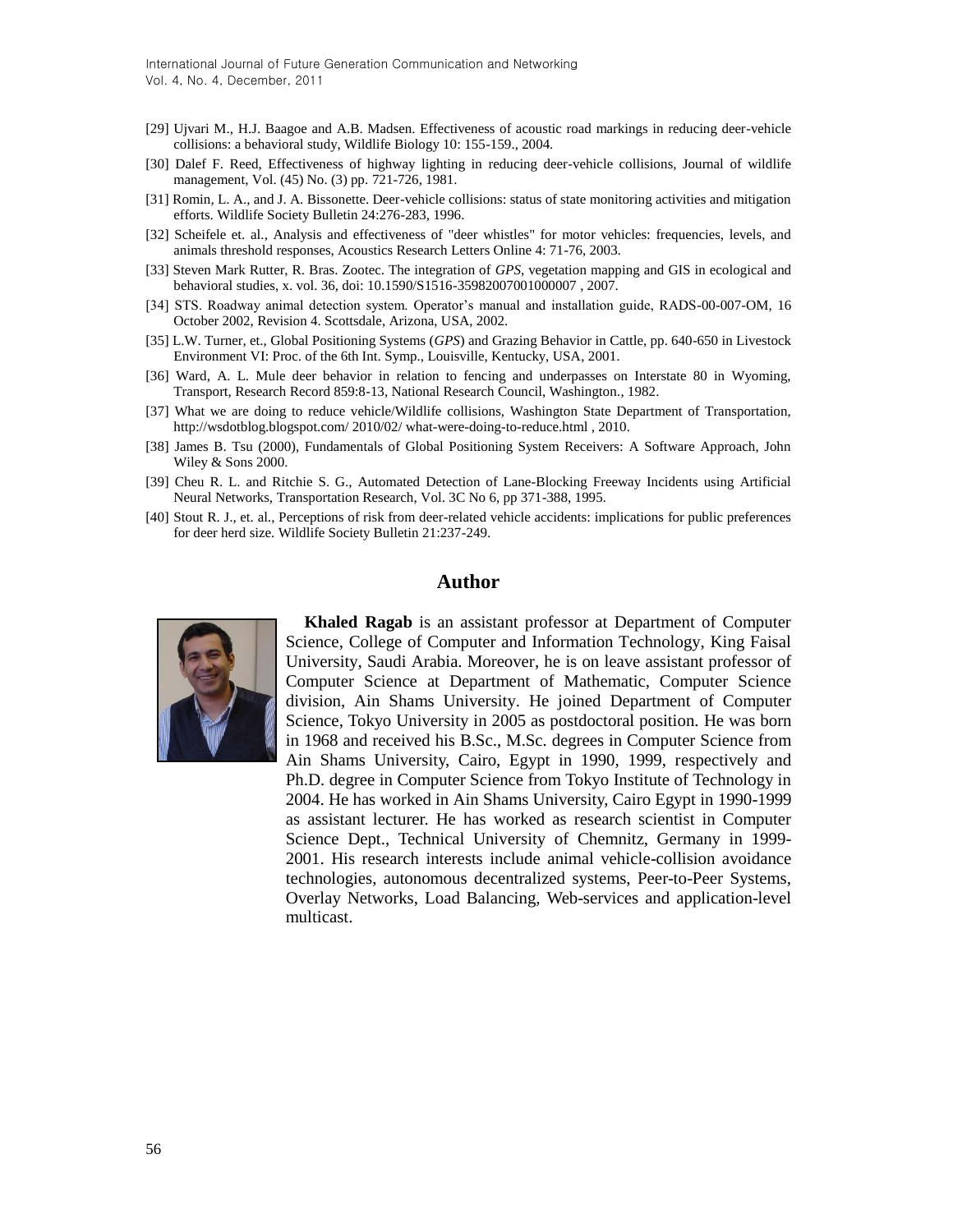[29] Ujvari M., H.J. Baagoe and A.B. Madsen. Effectiveness of acoustic road markings in reducing deer-vehicle collisions: a behavioral study, Wildlife Biology 10: 155-159., 2004.

[30] Dalef F. Reed, Effectiveness of highway lighting in reducing deer-vehicle collisions, Journal of wildlife management, Vol. (45) No. (3) pp. 721-726, 1981.

[31] Romin, L. A., and J. A. Bissonette. Deer-vehicle collisions: status of state monitoring activities and mitigation efforts. Wildlife Society Bulletin 24:276-283, 1996.

[32] Scheifele et. al., Analysis and effectiveness of "deer whistles" for motor vehicles: frequencies, levels, and animals threshold responses, Acoustics Research Letters Online 4: 71-76, 2003.

[33] Steven Mark Rutter, R. Bras. Zootec. The integration of *GPS*, vegetation mapping and GIS in ecological and behavioral studies, x. vol. 36, doi: 10.1590/S1516-35982007001000007 , 2007.

[34] STS. Roadway animal detection system. Operator's manual and installation guide, RADS-00-007-OM, 16 October 2002, Revision 4. Scottsdale, Arizona, USA, 2002.

[35] L.W. Turner, et., Global Positioning Systems (*GPS*) and Grazing Behavior in Cattle, pp. 640-650 in Livestock Environment VI: Proc. of the 6th Int. Symp., Louisville, Kentucky, USA, 2001.

[36] Ward, A. L. Mule deer behavior in relation to fencing and underpasses on Interstate 80 in Wyoming, Transport, Research Record 859:8-13, National Research Council, Washington., 1982.

[37] What we are doing to reduce vehicle/Wildlife collisions, Washington State Department of Transportation, http://wsdotblog.blogspot.com/ 2010/02/ what-were-doing-to-reduce.html , 2010.

[38] James B. Tsu (2000), Fundamentals of Global Positioning System Receivers: A Software Approach, John Wiley & Sons 2000.

[39] Cheu R. L. and Ritchie S. G., Automated Detection of Lane-Blocking Freeway Incidents using Artificial Neural Networks, Transportation Research, Vol. 3C No 6, pp 371-388, 1995.

[40] Stout R. J., et. al., Perceptions of risk from deer-related vehicle accidents: implications for public preferences for deer herd size. Wildlife Society Bulletin 21:237-249.

## Author

**Khaled Ragab** is an assistant professor at Department of Computer Science, College of Computer and Information Technology, King Faisal University, Saudi Arabia. Moreover, he is on leave assistant professor of Computer Science at Department of Mathematic, Computer Science division, Ain Shams University. He joined Department of Computer Science, Tokyo University in 2005 as postdoctoral position. He was born in 1968 and received his B.Sc., M.Sc. degrees in Computer Science from Ain Shams University, Cairo, Egypt in 1990, 1999, respectively and Ph.D. degree in Computer Science from Tokyo Institute of Technology in 2004. He has worked in Ain Shams University, Cairo Egypt in 1990-1999 as assistant lecturer. He has worked as research scientist in Computer Science Dept., Technical University of Chemnitz, Germany in 1999-2001. His research interests include animal vehicle-collision avoidance technologies, autonomous decentralized systems, Peer-to-Peer Systems, Overlay Networks, Load Balancing, Web-services and application-level multicast.